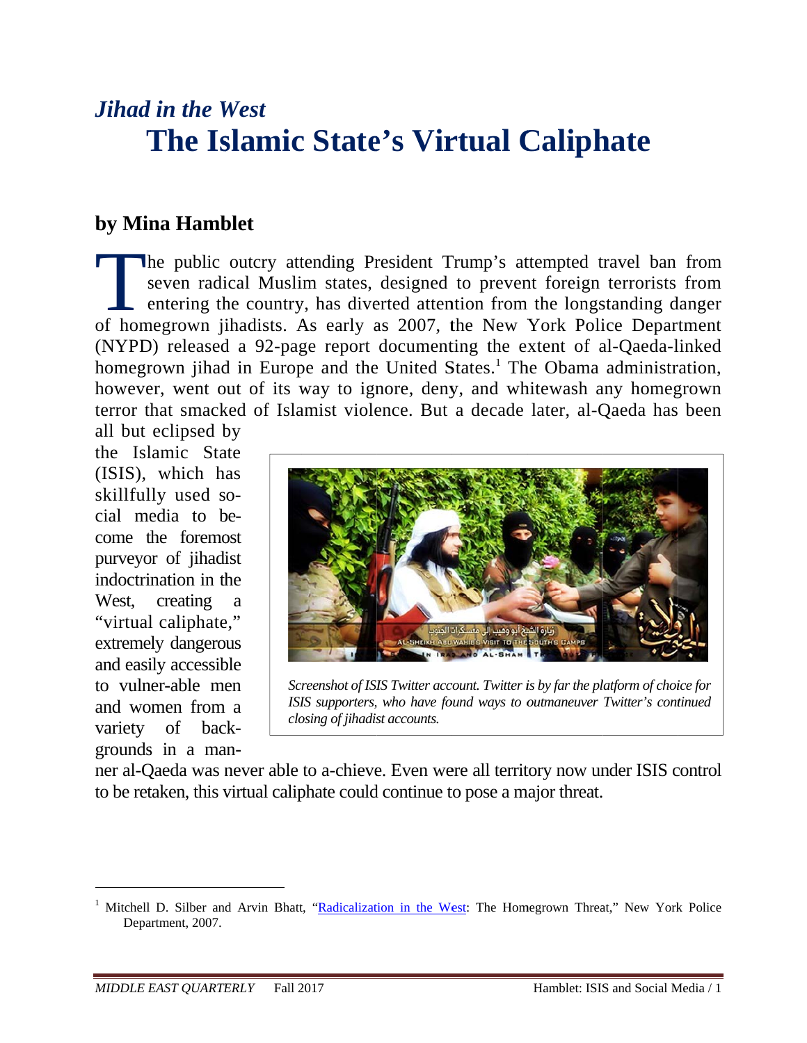*Jihad in the West*

# The Islamic State's Virtual Caliphate

## by Mina Hamblet

The public outcry attending President Trump's attempted travel ban from seven radical Muslim states, designed to prevent foreign terrorists from entering the country, has diverted attention from the longstanding danger of homegrown jihadists. As early as 2007, the New York Police Department (NYPD) released a 92-page report documenting the extent of al-Qaeda-linked homegrown jihad in Europe and the United States.[1] The Obama administration, however, went out of its way to ignore, deny, and whitewash any homegrown terror that smacked of Islamist violence. But a decade later, al-Qaeda has been all but eclipsed by the Islamic State (ISIS), which has skillfully used social media to become the foremost purveyor of jihadist indoctrination in the West, creating a "virtual caliphate," extremely dangerous and easily accessible to vulnerable men and women from a variety of backgrounds in a manner al-Qaeda was never able to achieve. Even were all territory now under ISIS control to be retaken, this virtual caliphate could continue to pose a major threat.

*Screenshot of ISIS Twitter account. Twitter is by far the platform of choice for ISIS supporters, who have found ways to outmaneuver Twitter's continued closing of jihadist accounts.*

[1] Mitchell D. Silber and Arvin Bhatt, "Radicalization in the West: The Homegrown Threat," New York Police Department, 2007.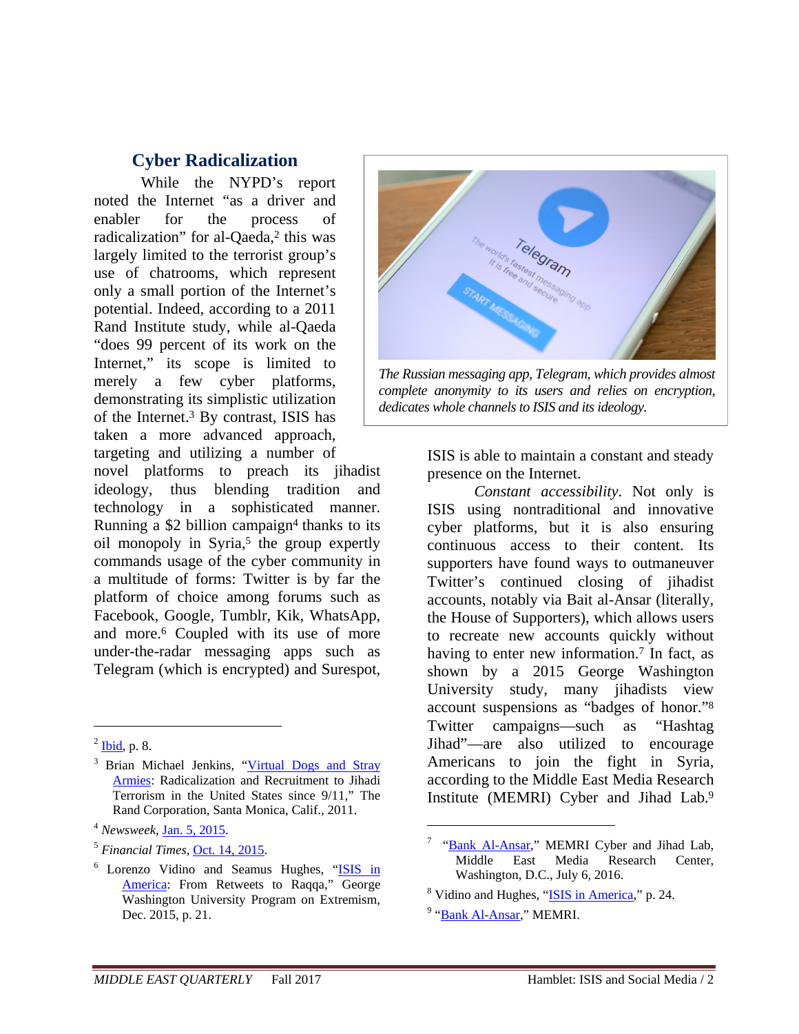## Cyber Radicalization

While the NYPD's report noted the Internet "as a driver and enabler for the process of radicalization" for al-Qaeda,[2] this was largely limited to the terrorist group's use of chatrooms, which represent only a small portion of the Internet's potential. Indeed, according to a 2011 Rand Institute study, while al-Qaeda "does 99 percent of its work on the Internet," its scope is limited to merely a few cyber platforms, demonstrating its simplistic utilization of the Internet.[3] By contrast, ISIS has taken a more advanced approach, targeting and utilizing a number of novel platforms to preach its jihadist ideology, thus blending tradition and technology in a sophisticated manner. Running a $2 billion campaign[4] thanks to its oil monopoly in Syria,[5] the group expertly commands usage of the cyber community in a multitude of forms: Twitter is by far the platform of choice among forums such as Facebook, Google, Tumblr, Kik, WhatsApp, and more.[6] Coupled with its use of more under-the-radar messaging apps such as Telegram (which is encrypted) and Surespot, ISIS is able to maintain a constant and steady presence on the Internet.

*The Russian messaging app, Telegram, which provides almost complete anonymity to its users and relies on encryption, dedicates whole channels to ISIS and its ideology.*

*Constant accessibility*. Not only is ISIS using nontraditional and innovative cyber platforms, but it is also ensuring continuous access to their content. Its supporters have found ways to outmaneuver Twitter's continued closing of jihadist accounts, notably via Bait al-Ansar (literally, the House of Supporters), which allows users to recreate new accounts quickly without having to enter new information.[7] In fact, as shown by a 2015 George Washington University study, many jihadists view account suspensions as "badges of honor."[8] Twitter campaigns—such as "Hashtag Jihad"—are also utilized to encourage Americans to join the fight in Syria, according to the Middle East Media Research Institute (MEMRI) Cyber and Jihad Lab.[9]

---

[2] Ibid, p. 8.

[3] Brian Michael Jenkins, "Virtual Dogs and Stray Armies: Radicalization and Recruitment to Jihadi Terrorism in the United States since 9/11," The Rand Corporation, Santa Monica, Calif., 2011.

[4] *Newsweek*, Jan. 5, 2015.

[5] *Financial Times*, Oct. 14, 2015.

[6] Lorenzo Vidino and Seamus Hughes, "ISIS in America: From Retweets to Raqqa," George Washington University Program on Extremism, Dec. 2015, p. 21.

[7] "Bank Al-Ansar," MEMRI Cyber and Jihad Lab, Middle East Media Research Center, Washington, D.C., July 6, 2016.

[8] Vidino and Hughes, "ISIS in America," p. 24.

[9] "Bank Al-Ansar," MEMRI.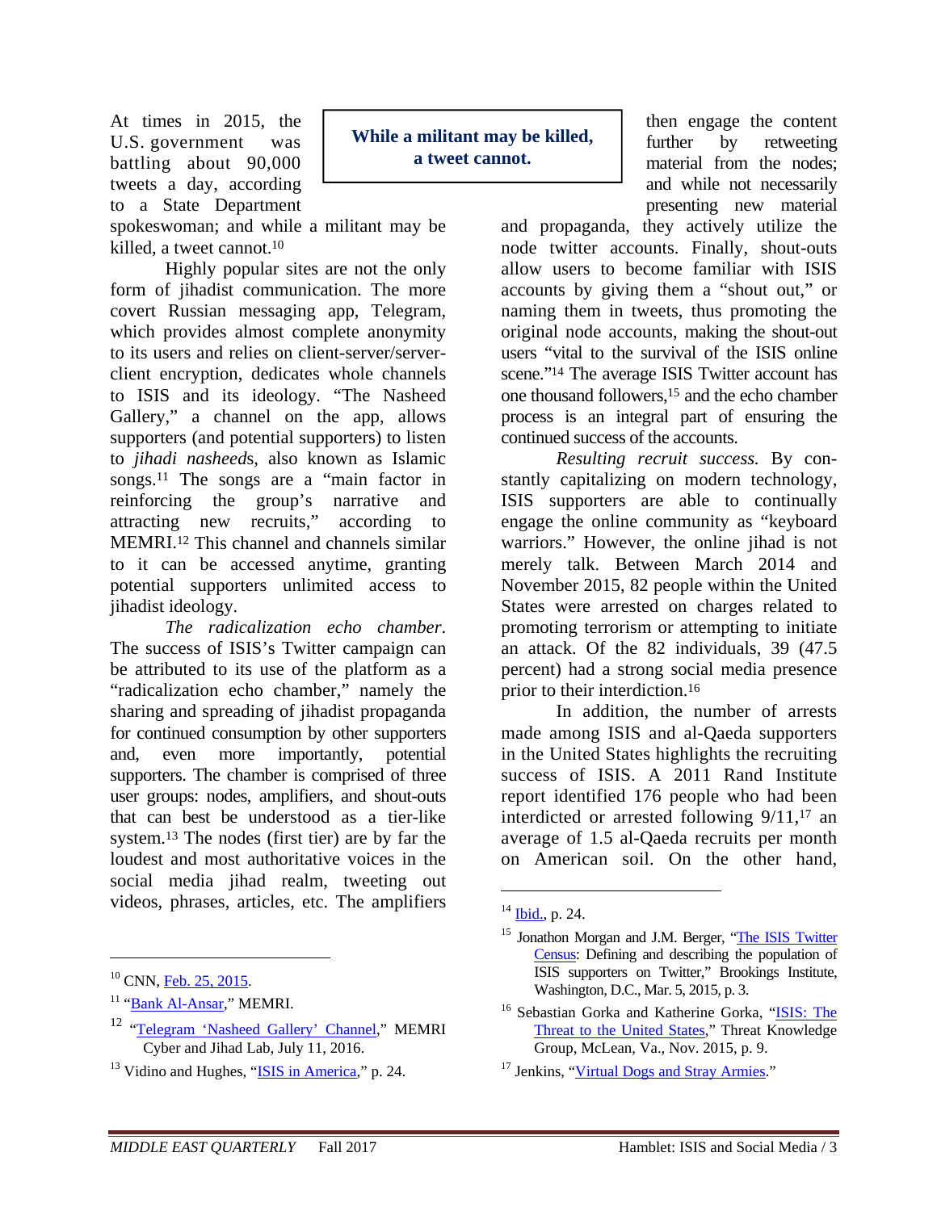At times in 2015, the U.S. government was battling about 90,000 tweets a day, according to a State Department spokeswoman; and while a militant may be killed, a tweet cannot.[10]

**While a militant may be killed, a tweet cannot.**

Highly popular sites are not the only form of jihadist communication. The more covert Russian messaging app, Telegram, which provides almost complete anonymity to its users and relies on client-server/server-client encryption, dedicates whole channels to ISIS and its ideology. "The Nasheed Gallery," a channel on the app, allows supporters (and potential supporters) to listen to *jihadi nasheed*s, also known as Islamic songs.[11] The songs are a "main factor in reinforcing the group's narrative and attracting new recruits," according to MEMRI.[12] This channel and channels similar to it can be accessed anytime, granting potential supporters unlimited access to jihadist ideology.

*The radicalization echo chamber.* The success of ISIS's Twitter campaign can be attributed to its use of the platform as a "radicalization echo chamber," namely the sharing and spreading of jihadist propaganda for continued consumption by other supporters and, even more importantly, potential supporters. The chamber is comprised of three user groups: nodes, amplifiers, and shout-outs that can best be understood as a tier-like system.[13] The nodes (first tier) are by far the loudest and most authoritative voices in the social media jihad realm, tweeting out videos, phrases, articles, etc. The amplifiers then engage the content further by retweeting material from the nodes; and while not necessarily presenting new material and propaganda, they actively utilize the node twitter accounts. Finally, shout-outs allow users to become familiar with ISIS accounts by giving them a "shout out," or naming them in tweets, thus promoting the original node accounts, making the shout-out users "vital to the survival of the ISIS online scene."[14] The average ISIS Twitter account has one thousand followers,[15] and the echo chamber process is an integral part of ensuring the continued success of the accounts.

*Resulting recruit success.* By constantly capitalizing on modern technology, ISIS supporters are able to continually engage the online community as "keyboard warriors." However, the online jihad is not merely talk. Between March 2014 and November 2015, 82 people within the United States were arrested on charges related to promoting terrorism or attempting to initiate an attack. Of the 82 individuals, 39 (47.5 percent) had a strong social media presence prior to their interdiction.[16]

In addition, the number of arrests made among ISIS and al-Qaeda supporters in the United States highlights the recruiting success of ISIS. A 2011 Rand Institute report identified 176 people who had been interdicted or arrested following 9/11,[17] an average of 1.5 al-Qaeda recruits per month on American soil. On the other hand,

---

[10] CNN, Feb. 25, 2015.

[11] "Bank Al-Ansar," MEMRI.

[12] "Telegram 'Nasheed Gallery' Channel," MEMRI Cyber and Jihad Lab, July 11, 2016.

[13] Vidino and Hughes, "ISIS in America," p. 24.

[14] Ibid., p. 24.

[15] Jonathon Morgan and J.M. Berger, "The ISIS Twitter Census: Defining and describing the population of ISIS supporters on Twitter," Brookings Institute, Washington, D.C., Mar. 5, 2015, p. 3.

[16] Sebastian Gorka and Katherine Gorka, "ISIS: The Threat to the United States," Threat Knowledge Group, McLean, Va., Nov. 2015, p. 9.

[17] Jenkins, "Virtual Dogs and Stray Armies."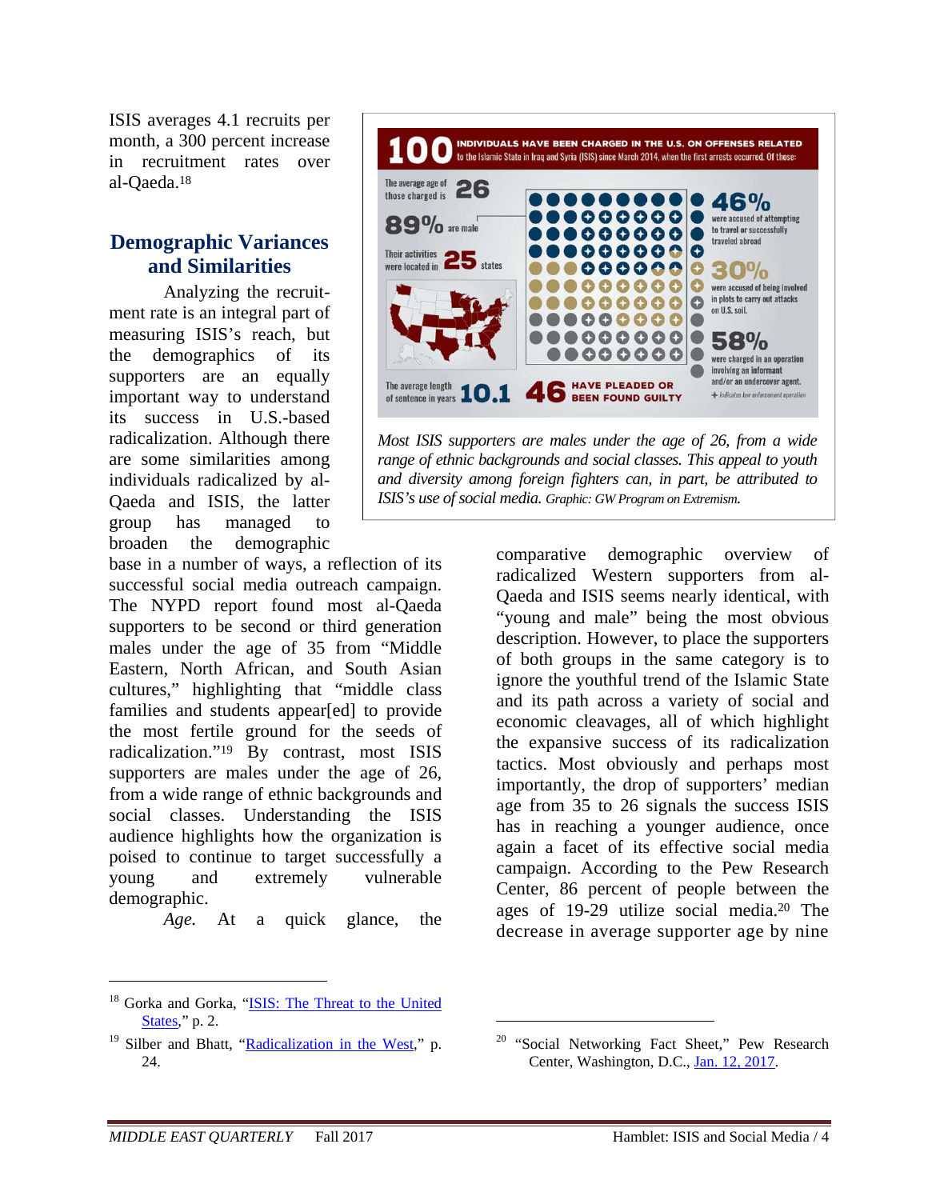ISIS averages 4.1 recruits per month, a 300 percent increase in recruitment rates over al-Qaeda.[18]

## Demographic Variances and Similarities

Analyzing the recruitment rate is an integral part of measuring ISIS's reach, but the demographics of its supporters are an equally important way to understand its success in U.S.-based radicalization. Although there are some similarities among individuals radicalized by al-Qaeda and ISIS, the latter group has managed to broaden the demographic base in a number of ways, a reflection of its successful social media outreach campaign. The NYPD report found most al-Qaeda supporters to be second or third generation males under the age of 35 from "Middle Eastern, North African, and South Asian cultures," highlighting that "middle class families and students appear[ed] to provide the most fertile ground for the seeds of radicalization."[19] By contrast, most ISIS supporters are males under the age of 26, from a wide range of ethnic backgrounds and social classes. Understanding the ISIS audience highlights how the organization is poised to continue to target successfully a young and extremely vulnerable demographic.

*Most ISIS supporters are males under the age of 26, from a wide range of ethnic backgrounds and social classes. This appeal to youth and diversity among foreign fighters can, in part, be attributed to ISIS's use of social media.* Graphic: GW Program on Extremism.

*Age.* At a quick glance, the comparative demographic overview of radicalized Western supporters from al-Qaeda and ISIS seems nearly identical, with "young and male" being the most obvious description. However, to place the supporters of both groups in the same category is to ignore the youthful trend of the Islamic State and its path across a variety of social and economic cleavages, all of which highlight the expansive success of its radicalization tactics. Most obviously and perhaps most importantly, the drop of supporters' median age from 35 to 26 signals the success ISIS has in reaching a younger audience, once again a facet of its effective social media campaign. According to the Pew Research Center, 86 percent of people between the ages of 19-29 utilize social media.[20] The decrease in average supporter age by nine

---

[18] Gorka and Gorka, "ISIS: The Threat to the United States," p. 2.

[19] Silber and Bhatt, "Radicalization in the West," p. 24.

[20] "Social Networking Fact Sheet," Pew Research Center, Washington, D.C., Jan. 12, 2017.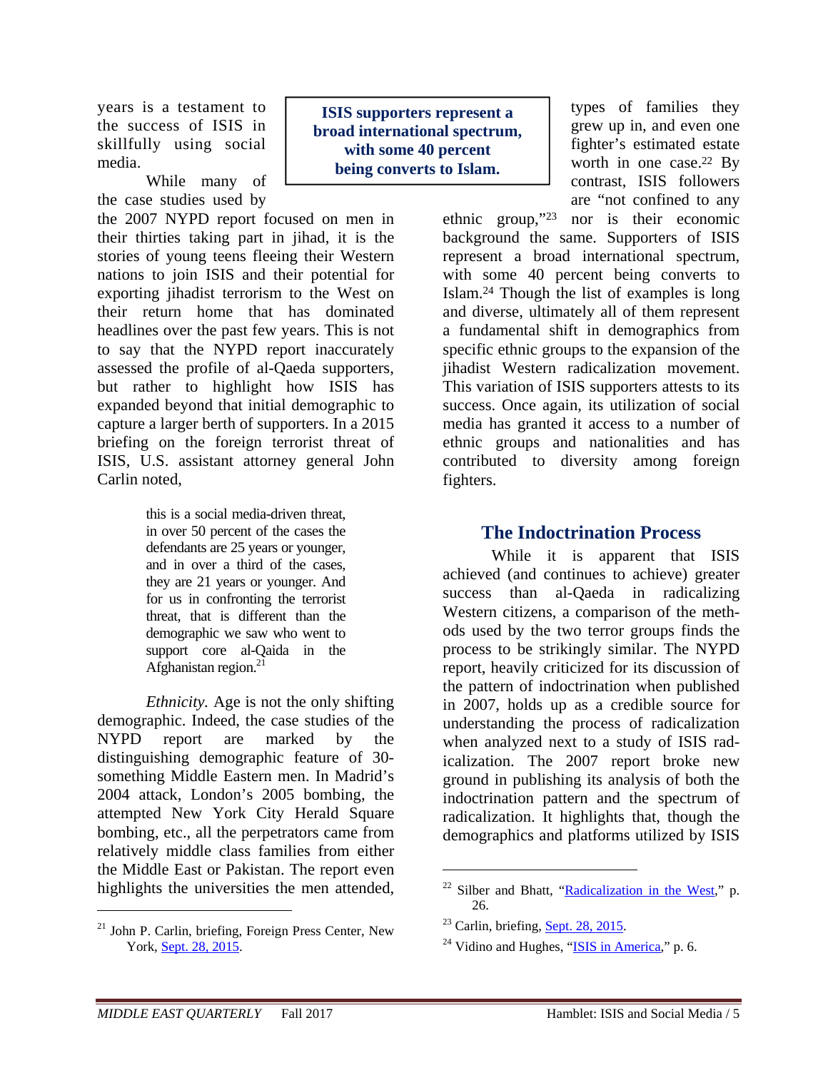years is a testament to the success of ISIS in skillfully using social media.

While many of the case studies used by the 2007 NYPD report focused on men in their thirties taking part in jihad, it is the stories of young teens fleeing their Western nations to join ISIS and their potential for exporting jihadist terrorism to the West on their return home that has dominated headlines over the past few years. This is not to say that the NYPD report inaccurately assessed the profile of al-Qaeda supporters, but rather to highlight how ISIS has expanded beyond that initial demographic to capture a larger berth of supporters. In a 2015 briefing on the foreign terrorist threat of ISIS, U.S. assistant attorney general John Carlin noted,

> this is a social media-driven threat, in over 50 percent of the cases the defendants are 25 years or younger, and in over a third of the cases, they are 21 years or younger. And for us in confronting the terrorist threat, that is different than the demographic we saw who went to support core al-Qaida in the Afghanistan region.[21]

*Ethnicity.* Age is not the only shifting demographic. Indeed, the case studies of the NYPD report are marked by the distinguishing demographic feature of 30-something Middle Eastern men. In Madrid's 2004 attack, London's 2005 bombing, the attempted New York City Herald Square bombing, etc., all the perpetrators came from relatively middle class families from either the Middle East or Pakistan. The report even highlights the universities the men attended, types of families they grew up in, and even one fighter's estimated estate worth in one case.[22] By contrast, ISIS followers are "not confined to any ethnic group,"[23] nor is their economic background the same. Supporters of ISIS represent a broad international spectrum, with some 40 percent being converts to Islam.[24] Though the list of examples is long and diverse, ultimately all of them represent a fundamental shift in demographics from specific ethnic groups to the expansion of the jihadist Western radicalization movement. This variation of ISIS supporters attests to its success. Once again, its utilization of social media has granted it access to a number of ethnic groups and nationalities and has contributed to diversity among foreign fighters.

**ISIS supporters represent a broad international spectrum, with some 40 percent being converts to Islam.**

## The Indoctrination Process

While it is apparent that ISIS achieved (and continues to achieve) greater success than al-Qaeda in radicalizing Western citizens, a comparison of the methods used by the two terror groups finds the process to be strikingly similar. The NYPD report, heavily criticized for its discussion of the pattern of indoctrination when published in 2007, holds up as a credible source for understanding the process of radicalization when analyzed next to a study of ISIS radicalization. The 2007 report broke new ground in publishing its analysis of both the indoctrination pattern and the spectrum of radicalization. It highlights that, though the demographics and platforms utilized by ISIS

---

[21] John P. Carlin, briefing, Foreign Press Center, New York, Sept. 28, 2015.

[22] Silber and Bhatt, "Radicalization in the West," p. 26.

[23] Carlin, briefing, Sept. 28, 2015.

[24] Vidino and Hughes, "ISIS in America," p. 6.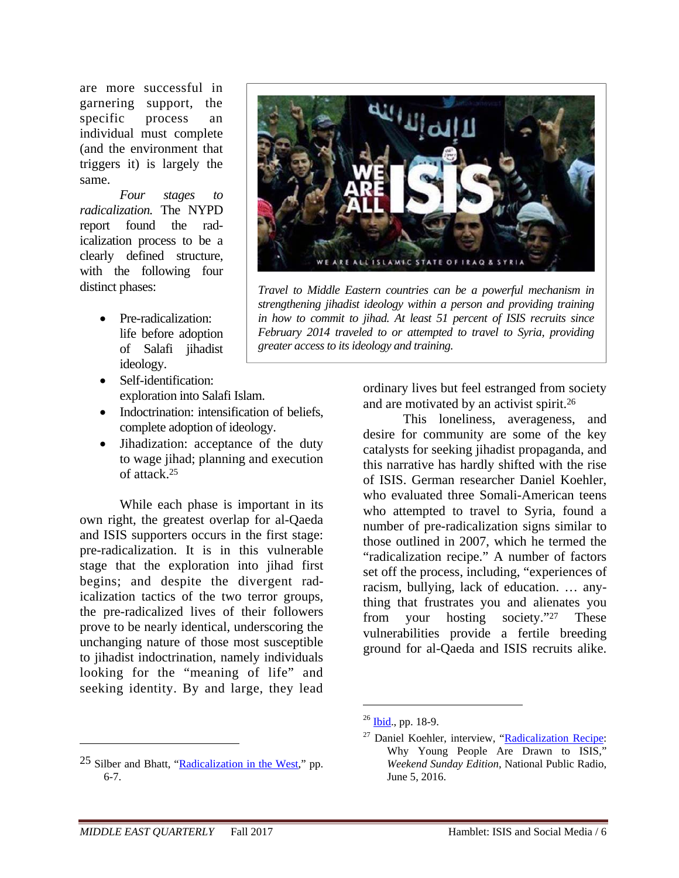are more successful in garnering support, the specific process an individual must complete (and the environment that triggers it) is largely the same.

*Four stages to radicalization.* The NYPD report found the radicalization process to be a clearly defined structure, with the following four distinct phases:

- Pre-radicalization: life before adoption of Salafi jihadist ideology.
- Self-identification: exploration into Salafi Islam.
- Indoctrination: intensification of beliefs, complete adoption of ideology.
- Jihadization: acceptance of the duty to wage jihad; planning and execution of attack.[25]

While each phase is important in its own right, the greatest overlap for al-Qaeda and ISIS supporters occurs in the first stage: pre-radicalization. It is in this vulnerable stage that the exploration into jihad first begins; and despite the divergent radicalization tactics of the two terror groups, the pre-radicalized lives of their followers prove to be nearly identical, underscoring the unchanging nature of those most susceptible to jihadist indoctrination, namely individuals looking for the "meaning of life" and seeking identity. By and large, they lead ordinary lives but feel estranged from society and are motivated by an activist spirit.[26]

*Travel to Middle Eastern countries can be a powerful mechanism in strengthening jihadist ideology within a person and providing training in how to commit to jihad. At least 51 percent of ISIS recruits since February 2014 traveled to or attempted to travel to Syria, providing greater access to its ideology and training.*

This loneliness, averageness, and desire for community are some of the key catalysts for seeking jihadist propaganda, and this narrative has hardly shifted with the rise of ISIS. German researcher Daniel Koehler, who evaluated three Somali-American teens who attempted to travel to Syria, found a number of pre-radicalization signs similar to those outlined in 2007, which he termed the "radicalization recipe." A number of factors set off the process, including, "experiences of racism, bullying, lack of education. … anything that frustrates you and alienates you from your hosting society."[27] These vulnerabilities provide a fertile breeding ground for al-Qaeda and ISIS recruits alike.

---

[25] Silber and Bhatt, "Radicalization in the West," pp. 6-7.

[26] Ibid., pp. 18-9.

[27] Daniel Koehler, interview, "Radicalization Recipe: Why Young People Are Drawn to ISIS," *Weekend Sunday Edition*, National Public Radio, June 5, 2016.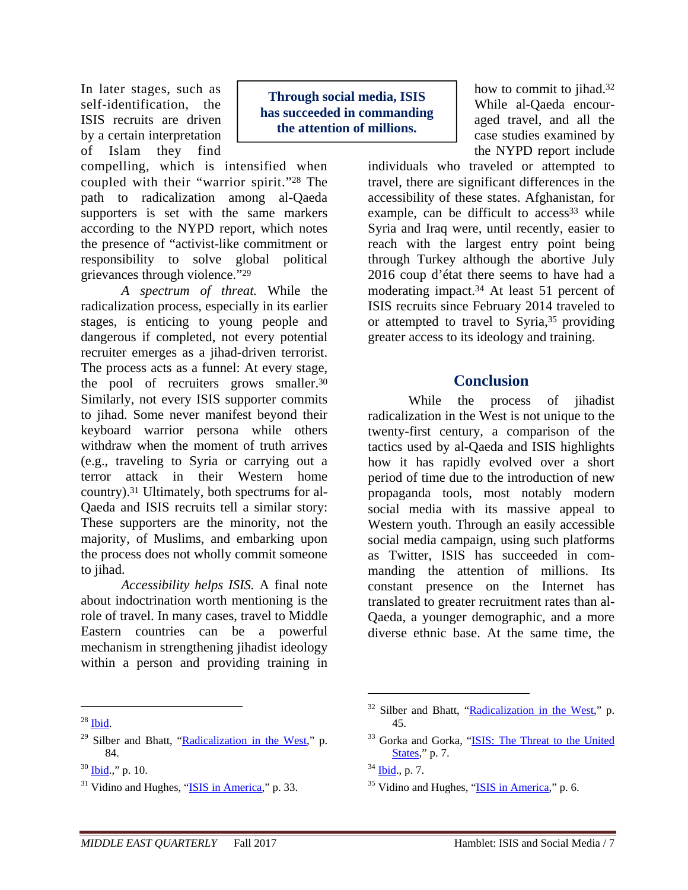In later stages, such as self-identification, the ISIS recruits are driven by a certain interpretation of Islam they find compelling, which is intensified when coupled with their "warrior spirit."[28] The path to radicalization among al-Qaeda supporters is set with the same markers according to the NYPD report, which notes the presence of "activist-like commitment or responsibility to solve global political grievances through violence."[29]

**Through social media, ISIS has succeeded in commanding the attention of millions.**

*A spectrum of threat.* While the radicalization process, especially in its earlier stages, is enticing to young people and dangerous if completed, not every potential recruiter emerges as a jihad-driven terrorist. The process acts as a funnel: At every stage, the pool of recruiters grows smaller.[30] Similarly, not every ISIS supporter commits to jihad. Some never manifest beyond their keyboard warrior persona while others withdraw when the moment of truth arrives (e.g., traveling to Syria or carrying out a terror attack in their Western home country).[31] Ultimately, both spectrums for al-Qaeda and ISIS recruits tell a similar story: These supporters are the minority, not the majority, of Muslims, and embarking upon the process does not wholly commit someone to jihad.

*Accessibility helps ISIS.* A final note about indoctrination worth mentioning is the role of travel. In many cases, travel to Middle Eastern countries can be a powerful mechanism in strengthening jihadist ideology within a person and providing training in how to commit to jihad.[32] While al-Qaeda encouraged travel, and all the case studies examined by the NYPD report include individuals who traveled or attempted to travel, there are significant differences in the accessibility of these states. Afghanistan, for example, can be difficult to access[33] while Syria and Iraq were, until recently, easier to reach with the largest entry point being through Turkey although the abortive July 2016 coup d'état there seems to have had a moderating impact.[34] At least 51 percent of ISIS recruits since February 2014 traveled to or attempted to travel to Syria,[35] providing greater access to its ideology and training.

## Conclusion

While the process of jihadist radicalization in the West is not unique to the twenty-first century, a comparison of the tactics used by al-Qaeda and ISIS highlights how it has rapidly evolved over a short period of time due to the introduction of new propaganda tools, most notably modern social media with its massive appeal to Western youth. Through an easily accessible social media campaign, using such platforms as Twitter, ISIS has succeeded in commanding the attention of millions. Its constant presence on the Internet has translated to greater recruitment rates than al-Qaeda, a younger demographic, and a more diverse ethnic base. At the same time, the

---

[28] Ibid.

[29] Silber and Bhatt, "Radicalization in the West," p. 84.

[30] Ibid.," p. 10.

[31] Vidino and Hughes, "ISIS in America," p. 33.

[32] Silber and Bhatt, "Radicalization in the West," p. 45.

[33] Gorka and Gorka, "ISIS: The Threat to the United States," p. 7.

[34] Ibid., p. 7.

[35] Vidino and Hughes, "ISIS in America," p. 6.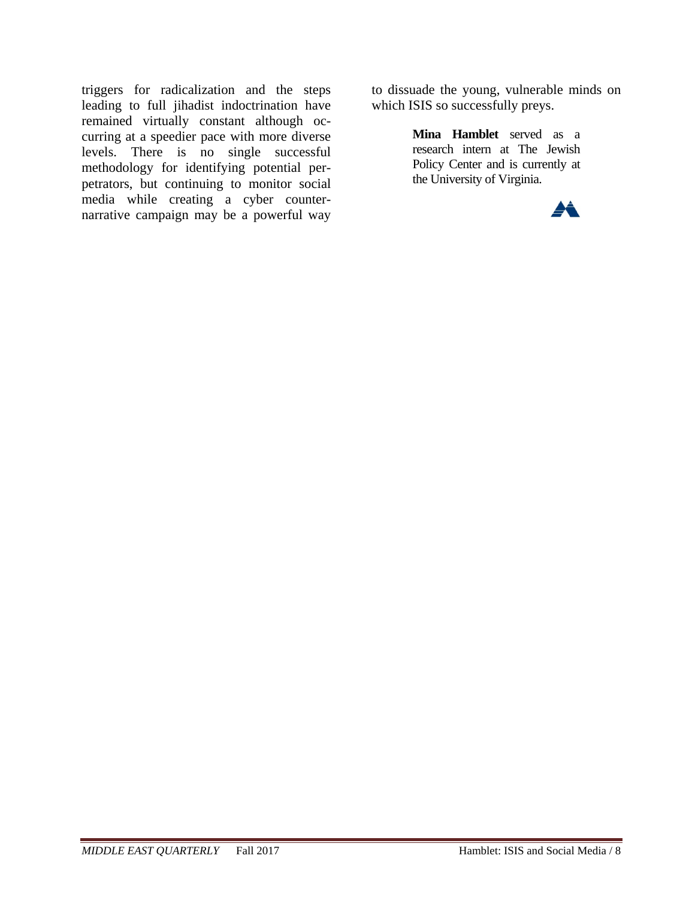triggers for radicalization and the steps leading to full jihadist indoctrination have remained virtually constant although occurring at a speedier pace with more diverse levels. There is no single successful methodology for identifying potential perpetrators, but continuing to monitor social media while creating a cyber counter-narrative campaign may be a powerful way to dissuade the young, vulnerable minds on which ISIS so successfully preys.

**Mina Hamblet** served as a research intern at The Jewish Policy Center and is currently at the University of Virginia.